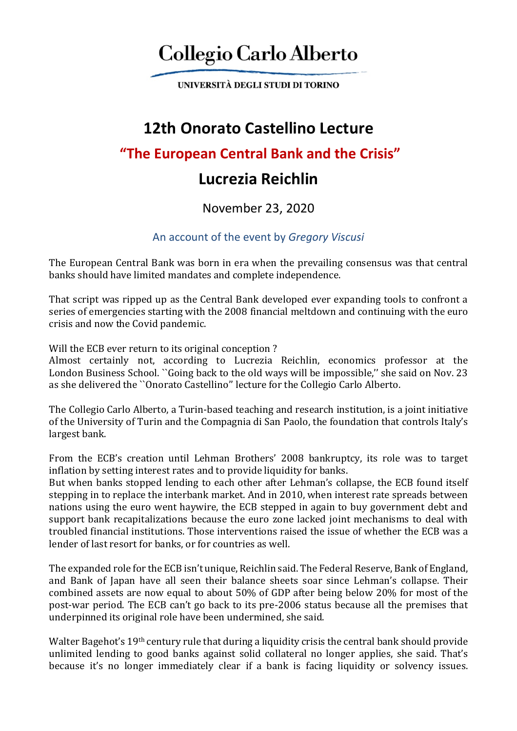Collegio Carlo Alberto

UNIVERSITÀ DEGLI STUDI DI TORINO

# 12th Onorato Castellino Lecture

## "The European Central Bank and the Crisis"

## Lucrezia Reichlin

November 23, 2020

An account of the event by *Gregory Viscusi*

The European Central Bank was born in era when the prevailing consensus was that central banks should have limited mandates and complete independence.

That script was ripped up as the Central Bank developed ever expanding tools to confront a series of emergencies starting with the 2008 financial meltdown and continuing with the euro crisis and now the Covid pandemic.

Will the ECB ever return to its original conception ?
Almost certainly not, according to Lucrezia Reichlin, economics professor at the London Business School. ``Going back to the old ways will be impossible,'' she said on Nov. 23 as she delivered the ``Onorato Castellino'' lecture for the Collegio Carlo Alberto.

The Collegio Carlo Alberto, a Turin-based teaching and research institution, is a joint initiative of the University of Turin and the Compagnia di San Paolo, the foundation that controls Italy's largest bank.

From the ECB's creation until Lehman Brothers' 2008 bankruptcy, its role was to target inflation by setting interest rates and to provide liquidity for banks.
But when banks stopped lending to each other after Lehman's collapse, the ECB found itself stepping in to replace the interbank market. And in 2010, when interest rate spreads between nations using the euro went haywire, the ECB stepped in again to buy government debt and support bank recapitalizations because the euro zone lacked joint mechanisms to deal with troubled financial institutions. Those interventions raised the issue of whether the ECB was a lender of last resort for banks, or for countries as well.

The expanded role for the ECB isn't unique, Reichlin said. The Federal Reserve, Bank of England, and Bank of Japan have all seen their balance sheets soar since Lehman's collapse. Their combined assets are now equal to about 50% of GDP after being below 20% for most of the post-war period. The ECB can't go back to its pre-2006 status because all the premises that underpinned its original role have been undermined, she said.

Walter Bagehot's 19th century rule that during a liquidity crisis the central bank should provide unlimited lending to good banks against solid collateral no longer applies, she said. That's because it's no longer immediately clear if a bank is facing liquidity or solvency issues.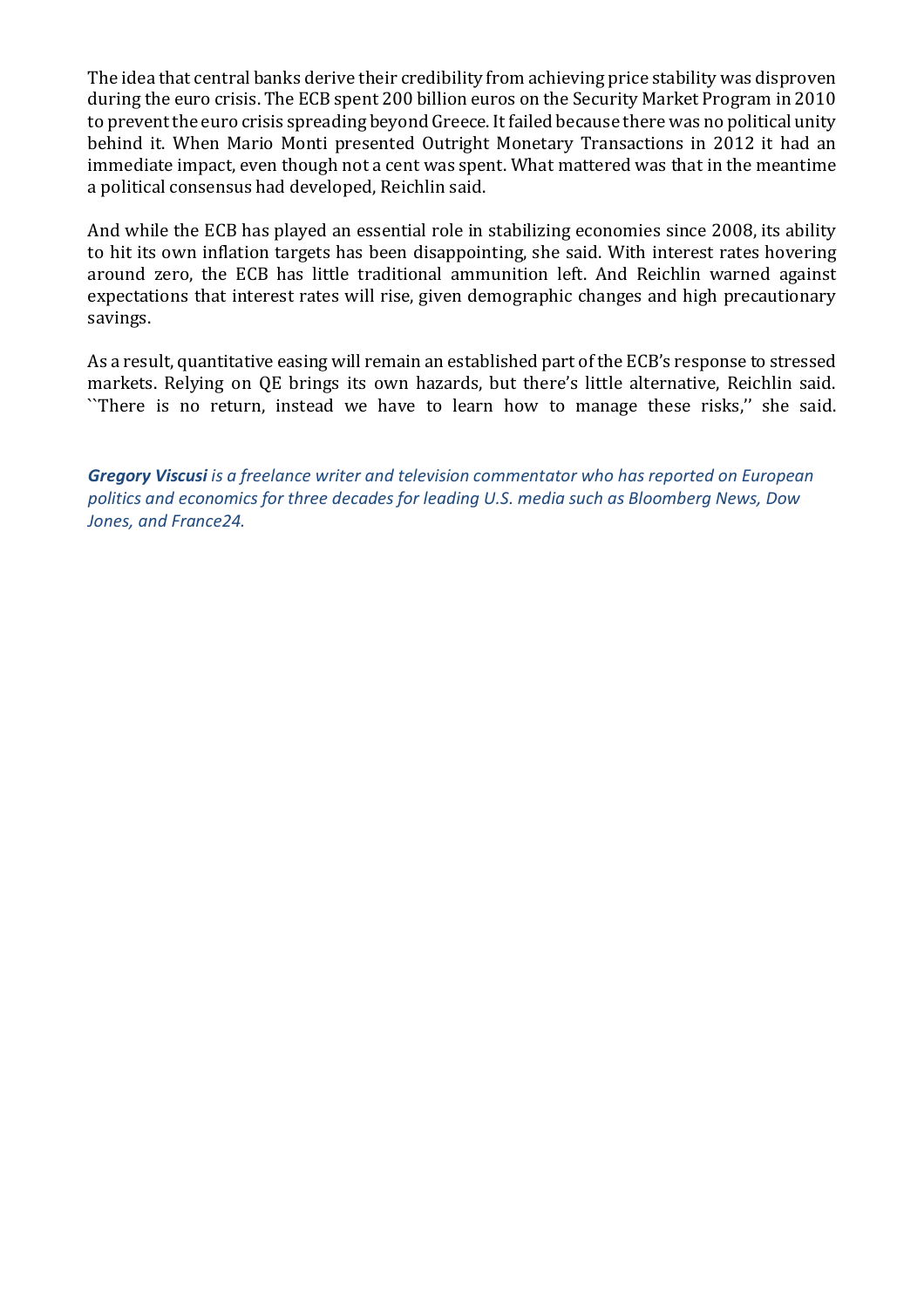The idea that central banks derive their credibility from achieving price stability was disproven during the euro crisis. The ECB spent 200 billion euros on the Security Market Program in 2010 to prevent the euro crisis spreading beyond Greece. It failed because there was no political unity behind it. When Mario Monti presented Outright Monetary Transactions in 2012 it had an immediate impact, even though not a cent was spent. What mattered was that in the meantime a political consensus had developed, Reichlin said.

And while the ECB has played an essential role in stabilizing economies since 2008, its ability to hit its own inflation targets has been disappointing, she said. With interest rates hovering around zero, the ECB has little traditional ammunition left. And Reichlin warned against expectations that interest rates will rise, given demographic changes and high precautionary savings.

As a result, quantitative easing will remain an established part of the ECB's response to stressed markets. Relying on QE brings its own hazards, but there's little alternative, Reichlin said. ``There is no return, instead we have to learn how to manage these risks,'' she said.

***Gregory Viscusi*** *is a freelance writer and television commentator who has reported on European politics and economics for three decades for leading U.S. media such as Bloomberg News, Dow Jones, and France24.*